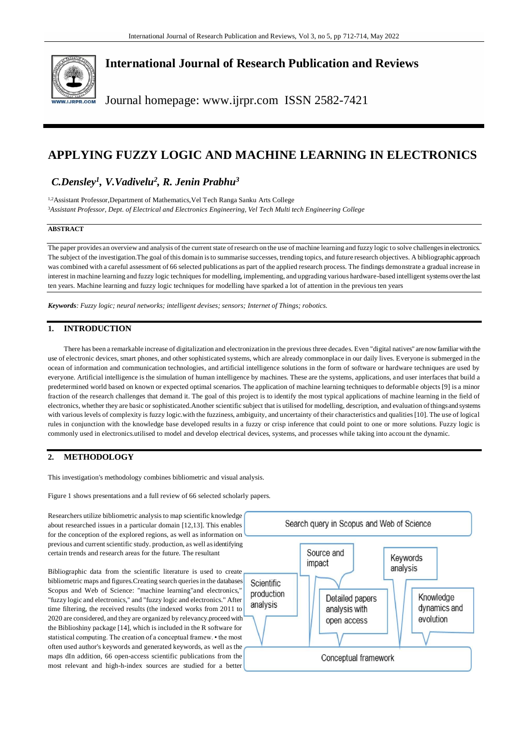# International Journal of Research Publication and Reviews

Journal homepage: www.ijrpr.com ISSN 2582-7421

# APPLYING FUZZY LOGIC AND MACHINE LEARNING IN ELECTRONICS

***C.Densley[1], V.Vadivelu[2], R. Jenin Prabhu[3]***

[1,2]Assistant Professor,Department of Mathematics,Vel Tech Ranga Sanku Arts College

[3]*Assistant Professor, Dept. of Electrical and Electronics Engineering, Vel Tech Multi tech Engineering College*

**ABSTRACT**

The paper provides an overview and analysis of the current state of research on the use of machine learning and fuzzy logic to solve challenges in electronics. The subject of the investigation.The goal of this domain is to summarise successes, trending topics, and future research objectives. A bibliographic approach was combined with a careful assessment of 66 selected publications as part of the applied research process. The findings demonstrate a gradual increase in interest in machine learning and fuzzy logic techniques for modelling, implementing, and upgrading various hardware-based intelligent systems over the last ten years. Machine learning and fuzzy logic techniques for modelling have sparked a lot of attention in the previous ten years

***Keywords****: Fuzzy logic; neural networks; intelligent devises; sensors; Internet of Things; robotics.*

## 1. INTRODUCTION

There has been a remarkable increase of digitalization and electronization in the previous three decades. Even "digital natives" are now familiar with the use of electronic devices, smart phones, and other sophisticated systems, which are already commonplace in our daily lives. Everyone is submerged in the ocean of information and communication technologies, and artificial intelligence solutions in the form of software or hardware techniques are used by everyone. Artificial intelligence is the simulation of human intelligence by machines. These are the systems, applications, and user interfaces that build a predetermined world based on known or expected optimal scenarios. The application of machine learning techniques to deformable objects [9] is a minor fraction of the research challenges that demand it. The goal of this project is to identify the most typical applications of machine learning in the field of electronics, whether they are basic or sophisticated.Another scientific subject that is utilised for modelling, description, and evaluation of things and systems with various levels of complexity is fuzzy logic.with the fuzziness, ambiguity, and uncertainty of their characteristics and qualities [10]. The use of logical rules in conjunction with the knowledge base developed results in a fuzzy or crisp inference that could point to one or more solutions. Fuzzy logic is commonly used in electronics.utilised to model and develop electrical devices, systems, and processes while taking into account the dynamic.

## 2. METHODOLOGY

This investigation's methodology combines bibliometric and visual analysis.

Figure 1 shows presentations and a full review of 66 selected scholarly papers.

Researchers utilize bibliometric analysis to map scientific knowledge about researched issues in a particular domain [12,13]. This enables for the conception of the explored regions, as well as information on previous and current scientific study. production, as well as identifying certain trends and research areas for the future. The resultant

Bibliographic data from the scientific literature is used to create bibliometric maps and figures.Creating search queries in the databases Scopus and Web of Science: "machine learning"and electronics," "fuzzy logic and electronics," and "fuzzy logic and electronics." After time filtering, the received results (the indexed works from 2011 to 2020 are considered, and they are organized by relevancy.proceed with the Biblioshiny package [14], which is included in the R software for statistical computing. The creation of a conceptual framew. • the most often used author's keywords and generated keywords, as well as the maps dIn addition, 66 open-access scientific publications from the most relevant and high-h-index sources are studied for a better

Search query in Scopus and Web of Science

Scientific production analysis | Source and impact | Detailed papers analysis with open access | Keywords analysis | Knowledge dynamics and evolution

Conceptual framework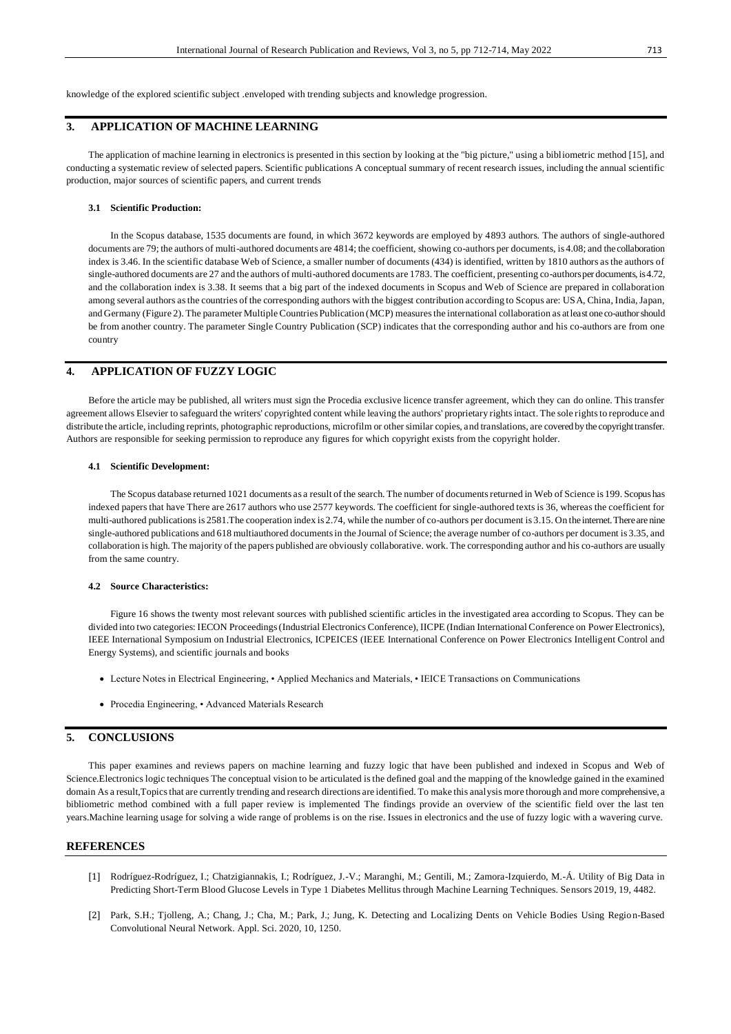knowledge of the explored scientific subject .enveloped with trending subjects and knowledge progression.

## 3. APPLICATION OF MACHINE LEARNING

The application of machine learning in electronics is presented in this section by looking at the "big picture," using a bibliometric method [15], and conducting a systematic review of selected papers. Scientific publications A conceptual summary of recent research issues, including the annual scientific production, major sources of scientific papers, and current trends

### 3.1 Scientific Production:

In the Scopus database, 1535 documents are found, in which 3672 keywords are employed by 4893 authors. The authors of single-authored documents are 79; the authors of multi-authored documents are 4814; the coefficient, showing co-authors per documents, is 4.08; and the collaboration index is 3.46. In the scientific database Web of Science, a smaller number of documents (434) is identified, written by 1810 authors as the authors of single-authored documents are 27 and the authors of multi-authored documents are 1783. The coefficient, presenting co-authors per documents, is 4.72, and the collaboration index is 3.38. It seems that a big part of the indexed documents in Scopus and Web of Science are prepared in collaboration among several authors as the countries of the corresponding authors with the biggest contribution according to Scopus are: USA, China, India, Japan, and Germany (Figure 2). The parameter Multiple Countries Publication (MCP) measures the international collaboration as at least one co-author should be from another country. The parameter Single Country Publication (SCP) indicates that the corresponding author and his co-authors are from one country

## 4. APPLICATION OF FUZZY LOGIC

Before the article may be published, all writers must sign the Procedia exclusive licence transfer agreement, which they can do online. This transfer agreement allows Elsevier to safeguard the writers' copyrighted content while leaving the authors' proprietary rights intact. The sole rights to reproduce and distribute the article, including reprints, photographic reproductions, microfilm or other similar copies, and translations, are covered by the copyright transfer. Authors are responsible for seeking permission to reproduce any figures for which copyright exists from the copyright holder.

### 4.1 Scientific Development:

The Scopus database returned 1021 documents as a result of the search. The number of documents returned in Web of Science is 199. Scopus has indexed papers that have There are 2617 authors who use 2577 keywords. The coefficient for single-authored texts is 36, whereas the coefficient for multi-authored publications is 2581.The cooperation index is 2.74, while the number of co-authors per document is 3.15. On the internet. There are nine single-authored publications and 618 multiauthored documents in the Journal of Science; the average number of co-authors per document is 3.35, and collaboration is high. The majority of the papers published are obviously collaborative. work. The corresponding author and his co-authors are usually from the same country.

### 4.2 Source Characteristics:

Figure 16 shows the twenty most relevant sources with published scientific articles in the investigated area according to Scopus. They can be divided into two categories: IECON Proceedings (Industrial Electronics Conference), IICPE (Indian International Conference on Power Electronics), IEEE International Symposium on Industrial Electronics, ICPEICES (IEEE International Conference on Power Electronics Intelligent Control and Energy Systems), and scientific journals and books

- Lecture Notes in Electrical Engineering, • Applied Mechanics and Materials, • IEICE Transactions on Communications
- Procedia Engineering, • Advanced Materials Research

## 5. CONCLUSIONS

This paper examines and reviews papers on machine learning and fuzzy logic that have been published and indexed in Scopus and Web of Science.Electronics logic techniques The conceptual vision to be articulated is the defined goal and the mapping of the knowledge gained in the examined domain As a result,Topics that are currently trending and research directions are identified. To make this analysis more thorough and more comprehensive, a bibliometric method combined with a full paper review is implemented The findings provide an overview of the scientific field over the last ten years.Machine learning usage for solving a wide range of problems is on the rise. Issues in electronics and the use of fuzzy logic with a wavering curve.

## REFERENCES

[1] Rodríguez-Rodríguez, I.; Chatzigiannakis, I.; Rodríguez, J.-V.; Maranghi, M.; Gentili, M.; Zamora-Izquierdo, M.-Á. Utility of Big Data in Predicting Short-Term Blood Glucose Levels in Type 1 Diabetes Mellitus through Machine Learning Techniques. Sensors 2019, 19, 4482.

[2] Park, S.H.; Tjolleng, A.; Chang, J.; Cha, M.; Park, J.; Jung, K. Detecting and Localizing Dents on Vehicle Bodies Using Region-Based Convolutional Neural Network. Appl. Sci. 2020, 10, 1250.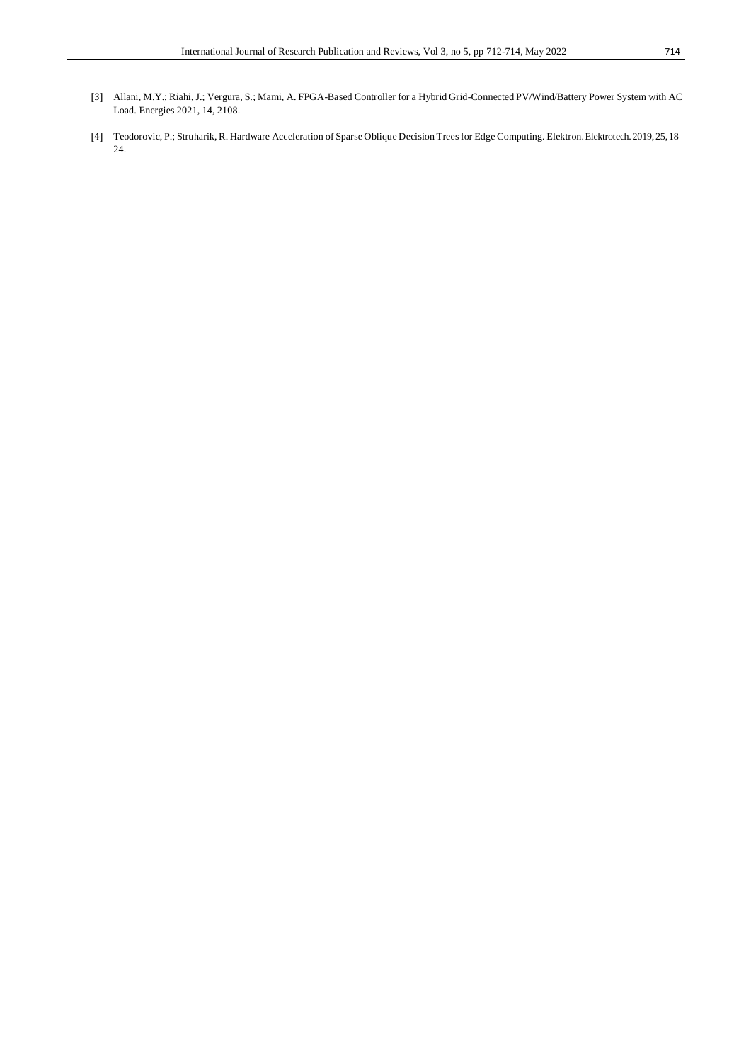[3] Allani, M.Y.; Riahi, J.; Vergura, S.; Mami, A. FPGA-Based Controller for a Hybrid Grid-Connected PV/Wind/Battery Power System with AC Load. Energies 2021, 14, 2108.

[4] Teodorovic, P.; Struharik, R. Hardware Acceleration of Sparse Oblique Decision Trees for Edge Computing. Elektron. Elektrotech. 2019, 25, 18–24.